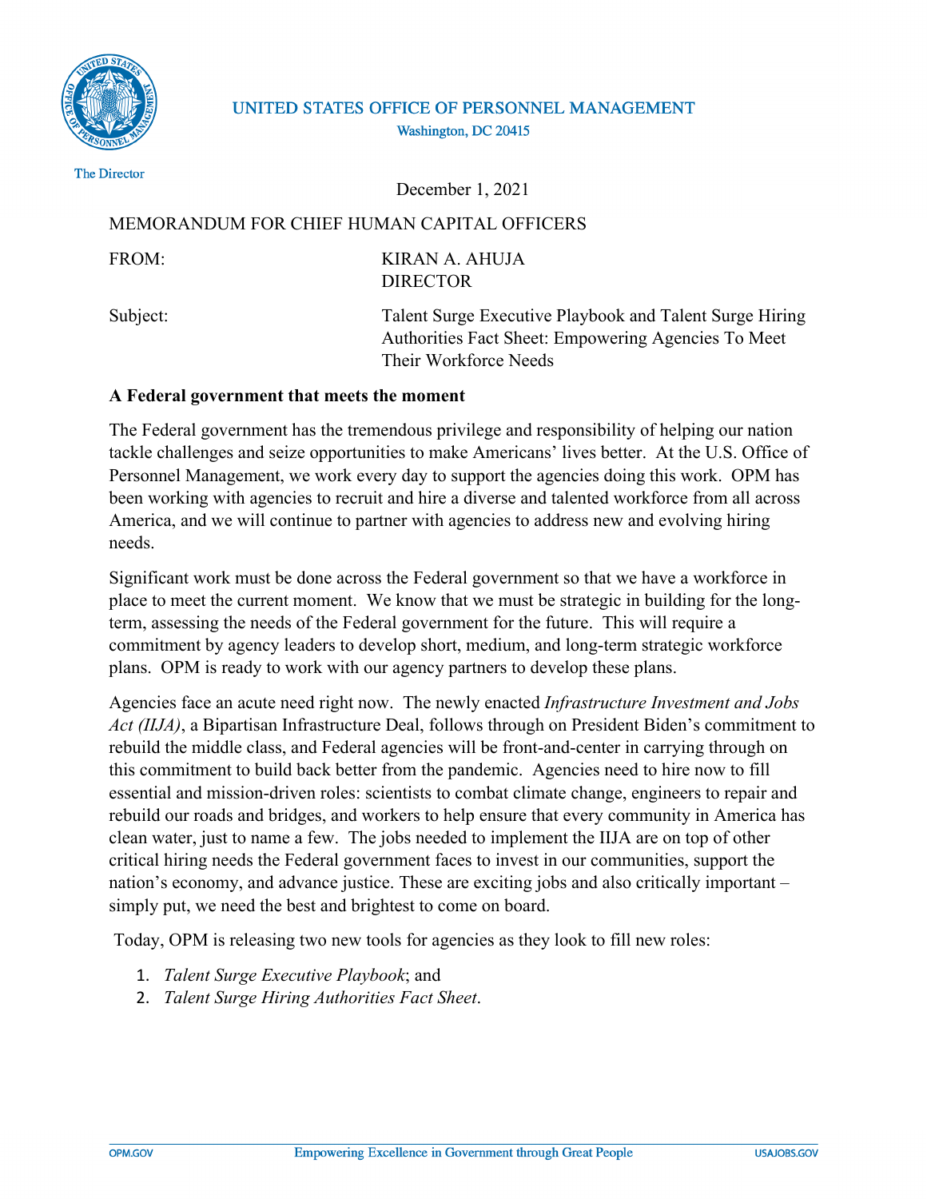UNITED STATES OFFICE OF PERSONNEL MANAGEMENT
Washington, DC 20415

The Director

December 1, 2021

MEMORANDUM FOR CHIEF HUMAN CAPITAL OFFICERS

FROM: KIRAN A. AHUJA
DIRECTOR

Subject: Talent Surge Executive Playbook and Talent Surge Hiring Authorities Fact Sheet: Empowering Agencies To Meet Their Workforce Needs

**A Federal government that meets the moment**

The Federal government has the tremendous privilege and responsibility of helping our nation tackle challenges and seize opportunities to make Americans' lives better. At the U.S. Office of Personnel Management, we work every day to support the agencies doing this work. OPM has been working with agencies to recruit and hire a diverse and talented workforce from all across America, and we will continue to partner with agencies to address new and evolving hiring needs.

Significant work must be done across the Federal government so that we have a workforce in place to meet the current moment. We know that we must be strategic in building for the long-term, assessing the needs of the Federal government for the future. This will require a commitment by agency leaders to develop short, medium, and long-term strategic workforce plans. OPM is ready to work with our agency partners to develop these plans.

Agencies face an acute need right now. The newly enacted *Infrastructure Investment and Jobs Act (IIJA)*, a Bipartisan Infrastructure Deal, follows through on President Biden's commitment to rebuild the middle class, and Federal agencies will be front-and-center in carrying through on this commitment to build back better from the pandemic. Agencies need to hire now to fill essential and mission-driven roles: scientists to combat climate change, engineers to repair and rebuild our roads and bridges, and workers to help ensure that every community in America has clean water, just to name a few. The jobs needed to implement the IIJA are on top of other critical hiring needs the Federal government faces to invest in our communities, support the nation's economy, and advance justice. These are exciting jobs and also critically important – simply put, we need the best and brightest to come on board.

Today, OPM is releasing two new tools for agencies as they look to fill new roles:

1. *Talent Surge Executive Playbook*; and
2. *Talent Surge Hiring Authorities Fact Sheet*.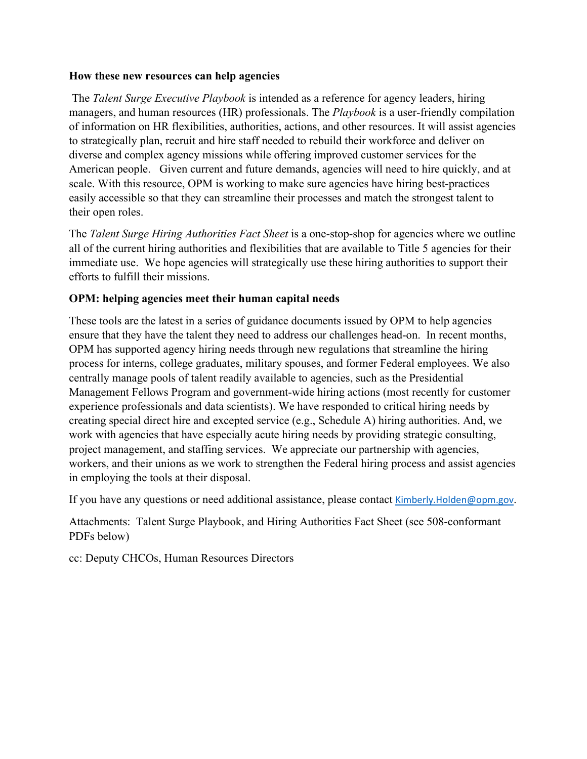**How these new resources can help agencies**

The *Talent Surge Executive Playbook* is intended as a reference for agency leaders, hiring managers, and human resources (HR) professionals. The *Playbook* is a user-friendly compilation of information on HR flexibilities, authorities, actions, and other resources. It will assist agencies to strategically plan, recruit and hire staff needed to rebuild their workforce and deliver on diverse and complex agency missions while offering improved customer services for the American people. Given current and future demands, agencies will need to hire quickly, and at scale. With this resource, OPM is working to make sure agencies have hiring best-practices easily accessible so that they can streamline their processes and match the strongest talent to their open roles.

The *Talent Surge Hiring Authorities Fact Sheet* is a one-stop-shop for agencies where we outline all of the current hiring authorities and flexibilities that are available to Title 5 agencies for their immediate use. We hope agencies will strategically use these hiring authorities to support their efforts to fulfill their missions.

**OPM: helping agencies meet their human capital needs**

These tools are the latest in a series of guidance documents issued by OPM to help agencies ensure that they have the talent they need to address our challenges head-on. In recent months, OPM has supported agency hiring needs through new regulations that streamline the hiring process for interns, college graduates, military spouses, and former Federal employees. We also centrally manage pools of talent readily available to agencies, such as the Presidential Management Fellows Program and government-wide hiring actions (most recently for customer experience professionals and data scientists). We have responded to critical hiring needs by creating special direct hire and excepted service (e.g., Schedule A) hiring authorities. And, we work with agencies that have especially acute hiring needs by providing strategic consulting, project management, and staffing services. We appreciate our partnership with agencies, workers, and their unions as we work to strengthen the Federal hiring process and assist agencies in employing the tools at their disposal.

If you have any questions or need additional assistance, please contact Kimberly.Holden@opm.gov.

Attachments: Talent Surge Playbook, and Hiring Authorities Fact Sheet (see 508-conformant PDFs below)

cc: Deputy CHCOs, Human Resources Directors